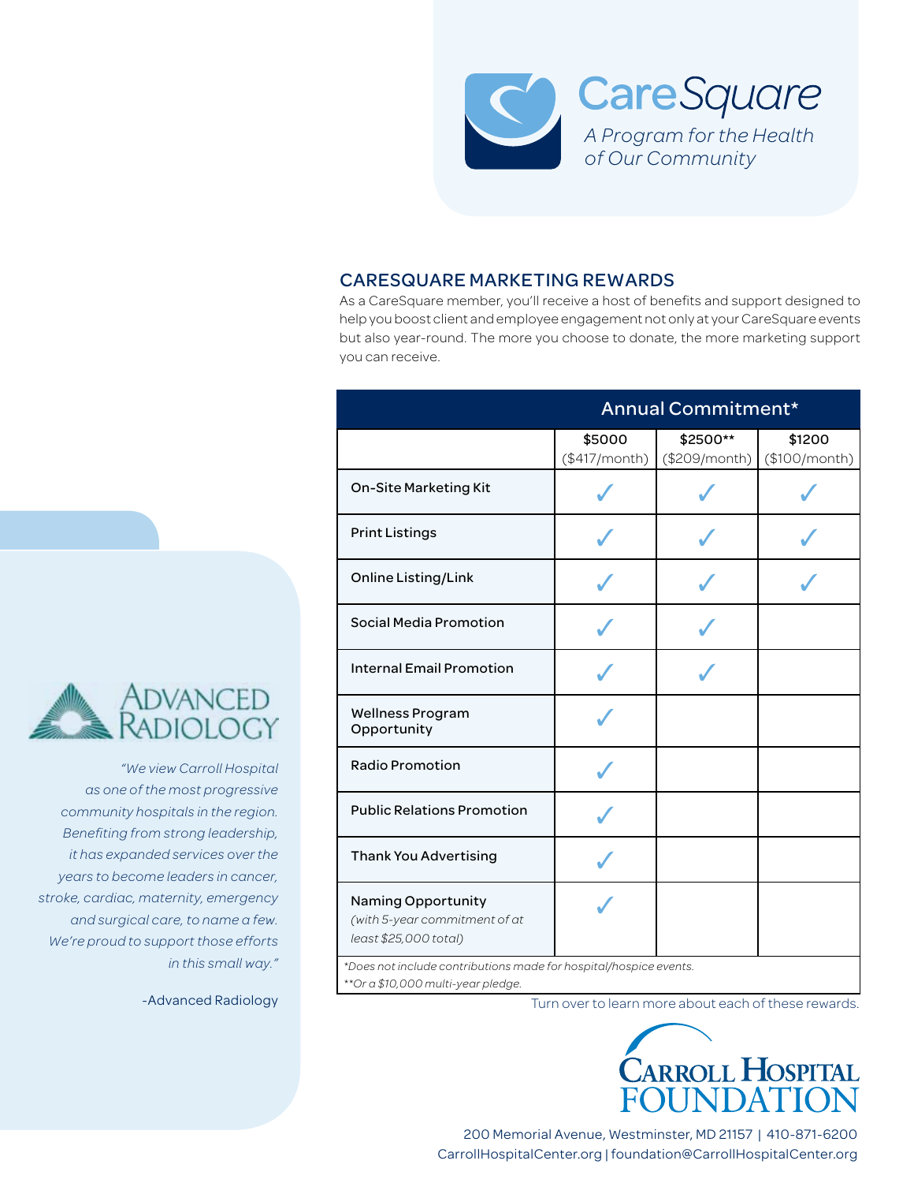# CareSquare

*A Program for the Health of Our Community*

## CARESQUARE MARKETING REWARDS

As a CareSquare member, you'll receive a host of benefits and support designed to help you boost client and employee engagement not only at your CareSquare events but also year-round. The more you choose to donate, the more marketing support you can receive.

| | Annual Commitment* | | |
|---|---|---|---|
| | $5000 ($417/month) | $2500** ($209/month) | $1200 ($100/month) |
| On-Site Marketing Kit | ✓ | ✓ | ✓ |
| Print Listings | ✓ | ✓ | ✓ |
| Online Listing/Link | ✓ | ✓ | ✓ |
| Social Media Promotion | ✓ | ✓ | |
| Internal Email Promotion | ✓ | ✓ | |
| Wellness Program Opportunity | ✓ | | |
| Radio Promotion | ✓ | | |
| Public Relations Promotion | ✓ | | |
| Thank You Advertising | ✓ | | |
| Naming Opportunity *(with 5-year commitment of at least $25,000 total)* | ✓ | | |

*\*Does not include contributions made for hospital/hospice events.*

*\*\*Or a $10,000 multi-year pledge.*

Turn over to learn more about each of these rewards.

Advanced Radiology

*"We view Carroll Hospital as one of the most progressive community hospitals in the region. Benefiting from strong leadership, it has expanded services over the years to become leaders in cancer, stroke, cardiac, maternity, emergency and surgical care, to name a few. We're proud to support those efforts in this small way."*

-Advanced Radiology

Carroll Hospital Foundation

200 Memorial Avenue, Westminster, MD 21157 | 410-871-6200

CarrollHospitalCenter.org | foundation@CarrollHospitalCenter.org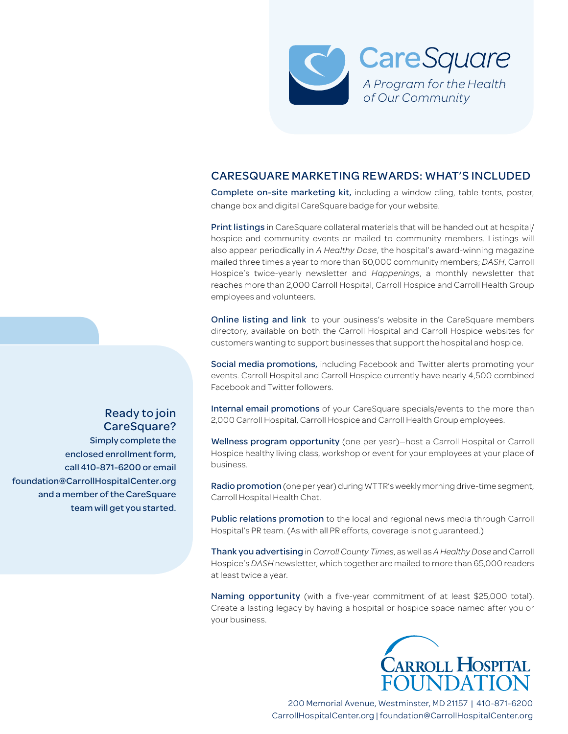CareSquare

*A Program for the Health of Our Community*

## CARESQUARE MARKETING REWARDS: WHAT'S INCLUDED

**Complete on-site marketing kit,** including a window cling, table tents, poster, change box and digital CareSquare badge for your website.

**Print listings** in CareSquare collateral materials that will be handed out at hospital/hospice and community events or mailed to community members. Listings will also appear periodically in *A Healthy Dose*, the hospital's award-winning magazine mailed three times a year to more than 60,000 community members; *DASH*, Carroll Hospice's twice-yearly newsletter and *Happenings*, a monthly newsletter that reaches more than 2,000 Carroll Hospital, Carroll Hospice and Carroll Health Group employees and volunteers.

**Online listing and link** to your business's website in the CareSquare members directory, available on both the Carroll Hospital and Carroll Hospice websites for customers wanting to support businesses that support the hospital and hospice.

**Social media promotions,** including Facebook and Twitter alerts promoting your events. Carroll Hospital and Carroll Hospice currently have nearly 4,500 combined Facebook and Twitter followers.

**Internal email promotions** of your CareSquare specials/events to the more than 2,000 Carroll Hospital, Carroll Hospice and Carroll Health Group employees.

**Wellness program opportunity** (one per year)—host a Carroll Hospital or Carroll Hospice healthy living class, workshop or event for your employees at your place of business.

**Radio promotion** (one per year) during WTTR's weekly morning drive-time segment, Carroll Hospital Health Chat.

**Public relations promotion** to the local and regional news media through Carroll Hospital's PR team. (As with all PR efforts, coverage is not guaranteed.)

**Thank you advertising** in *Carroll County Times*, as well as *A Healthy Dose* and Carroll Hospice's *DASH* newsletter, which together are mailed to more than 65,000 readers at least twice a year.

**Naming opportunity** (with a five-year commitment of at least $25,000 total). Create a lasting legacy by having a hospital or hospice space named after you or your business.

### Ready to join CareSquare?

**Simply complete the enclosed enrollment form, call 410-871-6200 or email foundation@CarrollHospitalCenter.org and a member of the CareSquare team will get you started.**

CARROLL HOSPITAL FOUNDATION

200 Memorial Avenue, Westminster, MD 21157 | 410-871-6200
CarrollHospitalCenter.org | foundation@CarrollHospitalCenter.org